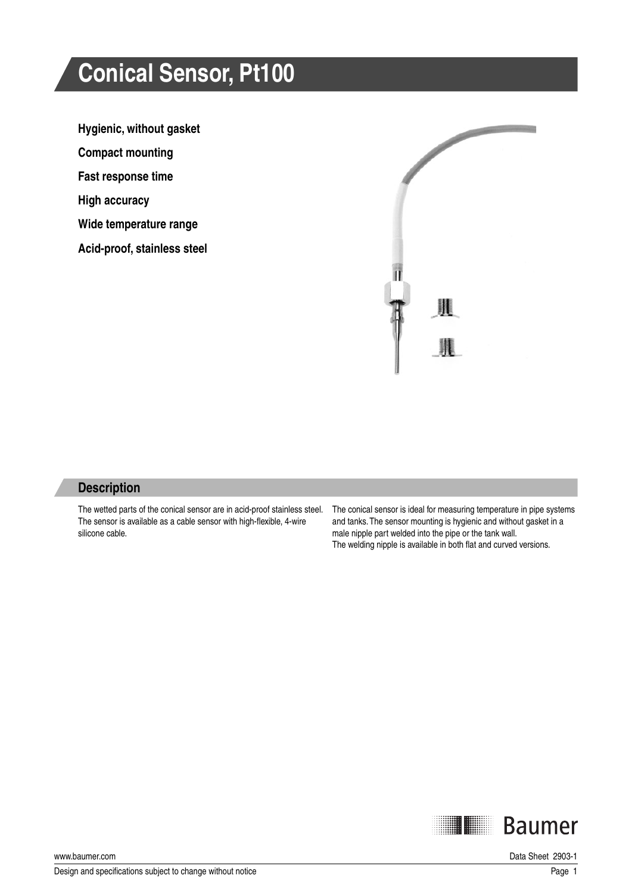# Conical Sensor, Pt100

**Hygienic, without gasket**

**Compact mounting**

**Fast response time**

**High accuracy**

**Wide temperature range**

**Acid-proof, stainless steel**

## Description

The wetted parts of the conical sensor are in acid-proof stainless steel. The sensor is available as a cable sensor with high-flexible, 4-wire silicone cable.

The conical sensor is ideal for measuring temperature in pipe systems and tanks. The sensor mounting is hygienic and without gasket in a male nipple part welded into the pipe or the tank wall.
The welding nipple is available in both flat and curved versions.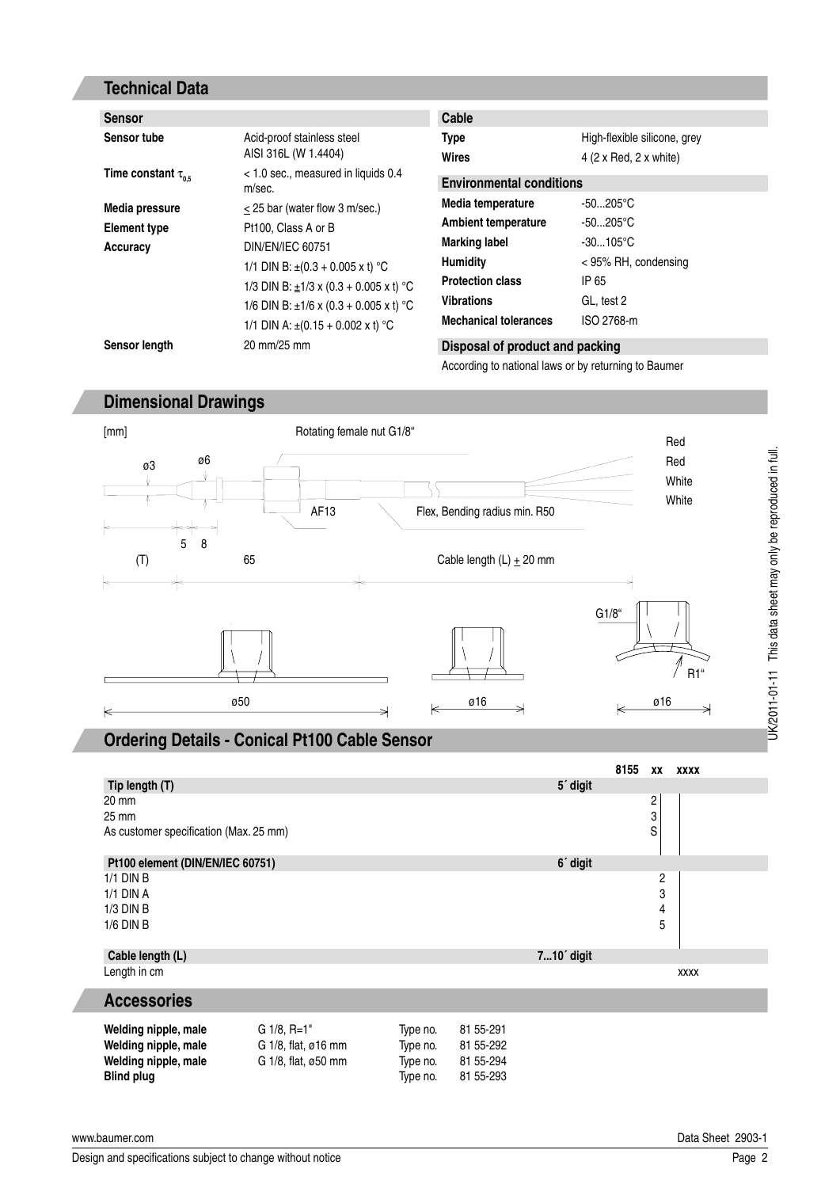## Technical Data

| Sensor | |
|---|---|
| **Sensor tube** | Acid-proof stainless steel AISI 316L (W 1.4404) |
| **Time constant $\tau_{0,5}$** | < 1.0 sec., measured in liquids 0.4 m/sec. |
| **Media pressure** | ≤ 25 bar (water flow 3 m/sec.) |
| **Element type** | Pt100, Class A or B |
| **Accuracy** | DIN/EN/IEC 60751 |
| | 1/1 DIN B: ±(0.3 + 0.005 x t) °C |
| | 1/3 DIN B: ±1/3 x (0.3 + 0.005 x t) °C |
| | 1/6 DIN B: ±1/6 x (0.3 + 0.005 x t) °C |
| | 1/1 DIN A: ±(0.15 + 0.002 x t) °C |
| **Sensor length** | 20 mm/25 mm |

| Cable | |
|---|---|
| **Type** | High-flexible silicone, grey |
| **Wires** | 4 (2 x Red, 2 x white) |

| Environmental conditions | |
|---|---|
| **Media temperature** | -50...205°C |
| **Ambient temperature** | -50...205°C |
| **Marking label** | -30...105°C |
| **Humidity** | < 95% RH, condensing |
| **Protection class** | IP 65 |
| **Vibrations** | GL, test 2 |
| **Mechanical tolerances** | ISO 2768-m |

**Disposal of product and packing**

According to national laws or by returning to Baumer

## Dimensional Drawings

[mm]

Rotating female nut G1/8"

ø3 ø6

AF13

Flex, Bending radius min. R50

Red
Red
White
White

5 8

(T) 65 Cable length (L) ± 20 mm

G1/8"

R1"

ø50 ø16 ø16

UK/2011-01-11 This data sheet may only be reproduced in full.

## Ordering Details - Conical Pt100 Cable Sensor

8155 xx xxxx

| Tip length (T) | 5´ digit |
|---|---|
| 20 mm | 2 |
| 25 mm | 3 |
| As customer specification (Max. 25 mm) | S |

| Pt100 element (DIN/EN/IEC 60751) | 6´ digit |
|---|---|
| 1/1 DIN B | 2 |
| 1/1 DIN A | 3 |
| 1/3 DIN B | 4 |
| 1/6 DIN B | 5 |

| Cable length (L) | 7...10´ digit |
|---|---|
| Length in cm | xxxx |

## Accessories

| | | | |
|---|---|---|---|
| **Welding nipple, male** | G 1/8, R=1" | Type no. | 81 55-291 |
| **Welding nipple, male** | G 1/8, flat, ø16 mm | Type no. | 81 55-292 |
| **Welding nipple, male** | G 1/8, flat, ø50 mm | Type no. | 81 55-294 |
| **Blind plug** | | Type no. | 81 55-293 |

www.baumer.com Data Sheet 2903-1

Design and specifications subject to change without notice